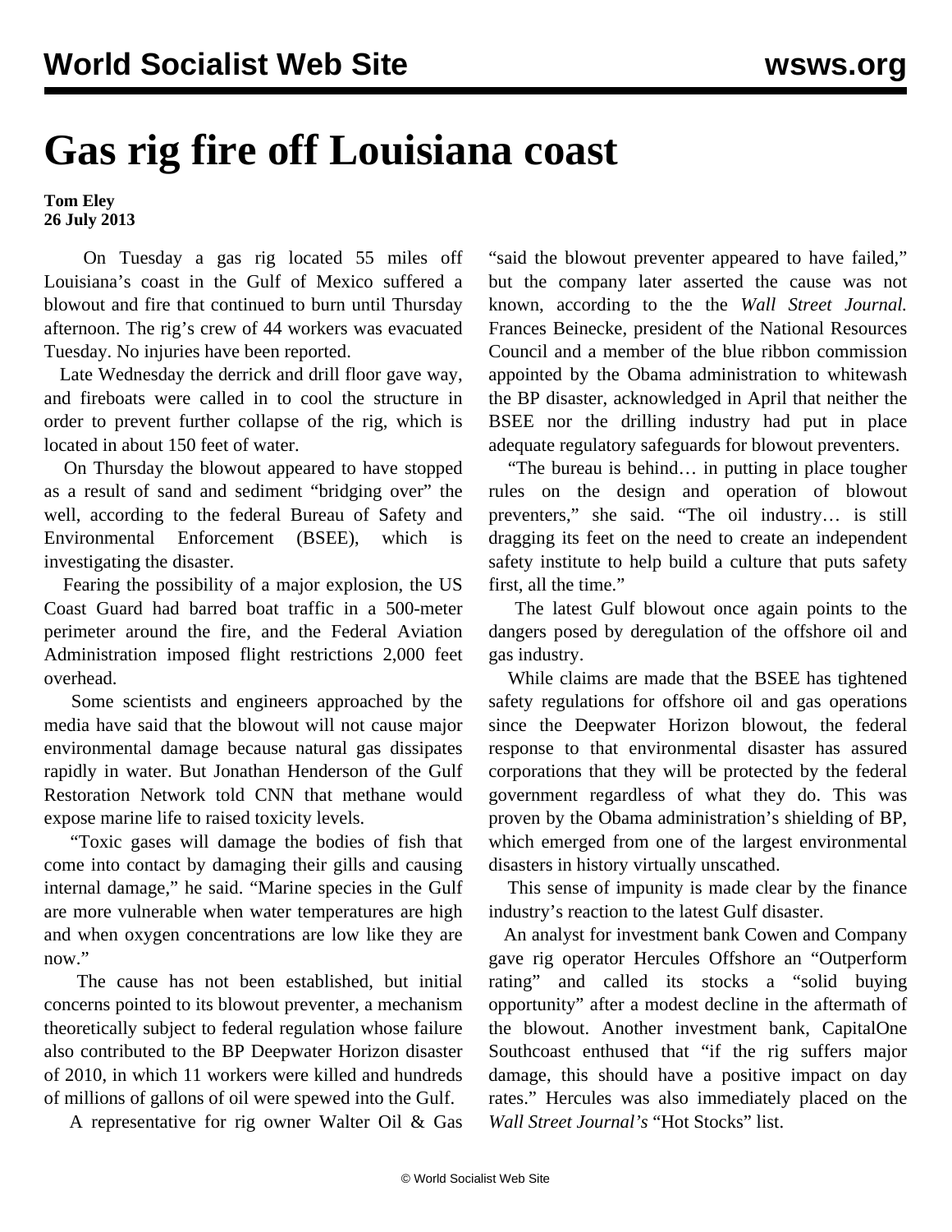# Gas rig fire off Louisiana coast

**Tom Eley**
**26 July 2013**

On Tuesday a gas rig located 55 miles off Louisiana's coast in the Gulf of Mexico suffered a blowout and fire that continued to burn until Thursday afternoon. The rig's crew of 44 workers was evacuated Tuesday. No injuries have been reported.

Late Wednesday the derrick and drill floor gave way, and fireboats were called in to cool the structure in order to prevent further collapse of the rig, which is located in about 150 feet of water.

On Thursday the blowout appeared to have stopped as a result of sand and sediment "bridging over" the well, according to the federal Bureau of Safety and Environmental Enforcement (BSEE), which is investigating the disaster.

Fearing the possibility of a major explosion, the US Coast Guard had barred boat traffic in a 500-meter perimeter around the fire, and the Federal Aviation Administration imposed flight restrictions 2,000 feet overhead.

Some scientists and engineers approached by the media have said that the blowout will not cause major environmental damage because natural gas dissipates rapidly in water. But Jonathan Henderson of the Gulf Restoration Network told CNN that methane would expose marine life to raised toxicity levels.

"Toxic gases will damage the bodies of fish that come into contact by damaging their gills and causing internal damage," he said. "Marine species in the Gulf are more vulnerable when water temperatures are high and when oxygen concentrations are low like they are now."

The cause has not been established, but initial concerns pointed to its blowout preventer, a mechanism theoretically subject to federal regulation whose failure also contributed to the BP Deepwater Horizon disaster of 2010, in which 11 workers were killed and hundreds of millions of gallons of oil were spewed into the Gulf.

A representative for rig owner Walter Oil & Gas "said the blowout preventer appeared to have failed," but the company later asserted the cause was not known, according to the the *Wall Street Journal.* Frances Beinecke, president of the National Resources Council and a member of the blue ribbon commission appointed by the Obama administration to whitewash the BP disaster, acknowledged in April that neither the BSEE nor the drilling industry had put in place adequate regulatory safeguards for blowout preventers.

"The bureau is behind… in putting in place tougher rules on the design and operation of blowout preventers," she said. "The oil industry… is still dragging its feet on the need to create an independent safety institute to help build a culture that puts safety first, all the time."

The latest Gulf blowout once again points to the dangers posed by deregulation of the offshore oil and gas industry.

While claims are made that the BSEE has tightened safety regulations for offshore oil and gas operations since the Deepwater Horizon blowout, the federal response to that environmental disaster has assured corporations that they will be protected by the federal government regardless of what they do. This was proven by the Obama administration's shielding of BP, which emerged from one of the largest environmental disasters in history virtually unscathed.

This sense of impunity is made clear by the finance industry's reaction to the latest Gulf disaster.

An analyst for investment bank Cowen and Company gave rig operator Hercules Offshore an "Outperform rating" and called its stocks a "solid buying opportunity" after a modest decline in the aftermath of the blowout. Another investment bank, CapitalOne Southcoast enthused that "if the rig suffers major damage, this should have a positive impact on day rates." Hercules was also immediately placed on the *Wall Street Journal's* "Hot Stocks" list.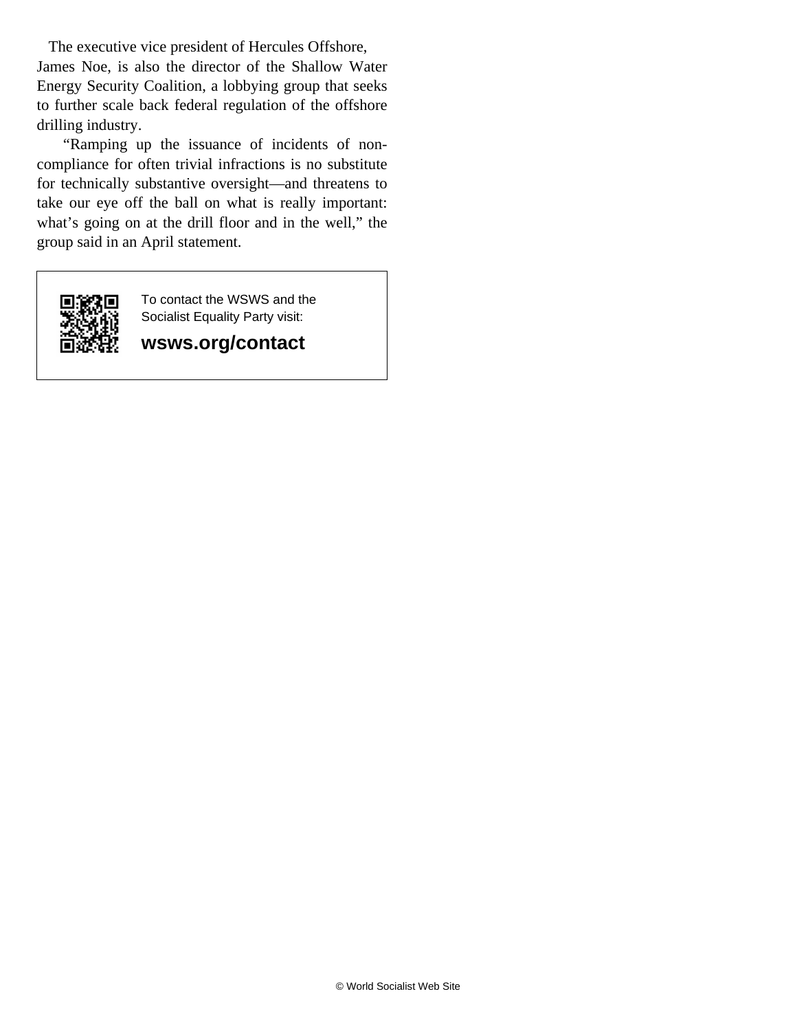The executive vice president of Hercules Offshore, James Noe, is also the director of the Shallow Water Energy Security Coalition, a lobbying group that seeks to further scale back federal regulation of the offshore drilling industry.

"Ramping up the issuance of incidents of non-compliance for often trivial infractions is no substitute for technically substantive oversight—and threatens to take our eye off the ball on what is really important: what's going on at the drill floor and in the well," the group said in an April statement.

To contact the WSWS and the Socialist Equality Party visit:

**wsws.org/contact**